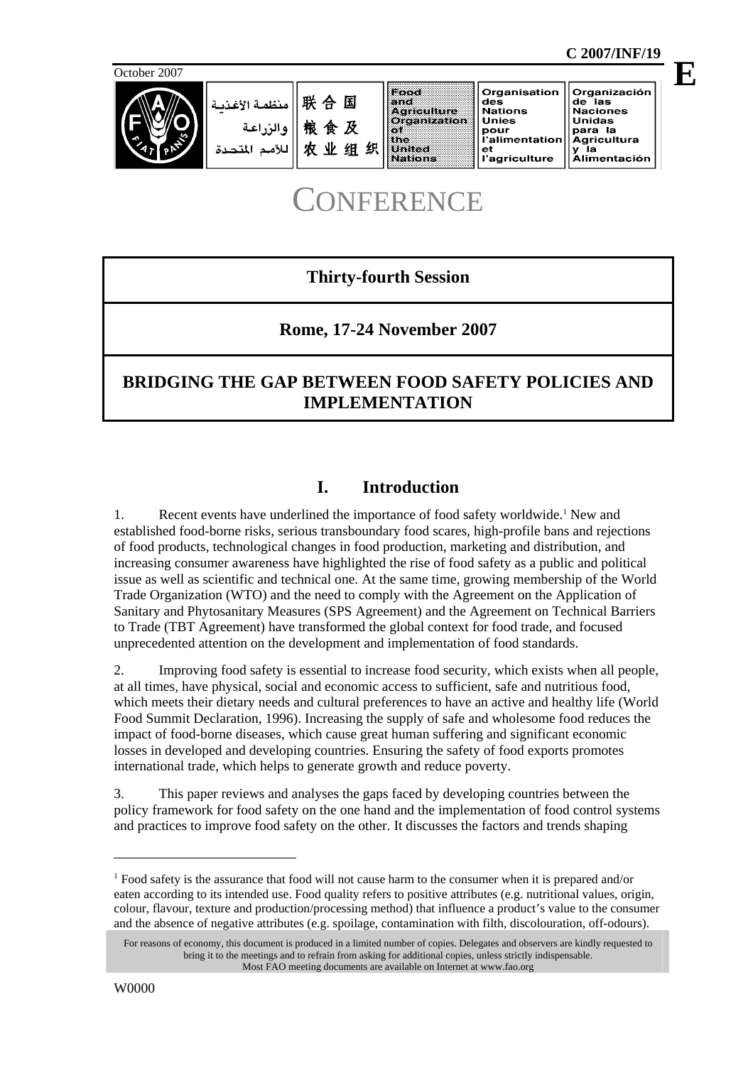C 2007/INF/19

October 2007

E

منظمة الأغذية والزراعة للأمم المتحدة | 联合国粮食及农业组织 | Food and Agriculture Organization of the United Nations | Organisation des Nations Unies pour l'alimentation et l'agriculture | Organización de las Naciones Unidas para la Agricultura y la Alimentación

# CONFERENCE

**Thirty-fourth Session**

**Rome, 17-24 November 2007**

**BRIDGING THE GAP BETWEEN FOOD SAFETY POLICIES AND IMPLEMENTATION**

## I. Introduction

1. Recent events have underlined the importance of food safety worldwide.[1] New and established food-borne risks, serious transboundary food scares, high-profile bans and rejections of food products, technological changes in food production, marketing and distribution, and increasing consumer awareness have highlighted the rise of food safety as a public and political issue as well as scientific and technical one. At the same time, growing membership of the World Trade Organization (WTO) and the need to comply with the Agreement on the Application of Sanitary and Phytosanitary Measures (SPS Agreement) and the Agreement on Technical Barriers to Trade (TBT Agreement) have transformed the global context for food trade, and focused unprecedented attention on the development and implementation of food standards.

2. Improving food safety is essential to increase food security, which exists when all people, at all times, have physical, social and economic access to sufficient, safe and nutritious food, which meets their dietary needs and cultural preferences to have an active and healthy life (World Food Summit Declaration, 1996). Increasing the supply of safe and wholesome food reduces the impact of food-borne diseases, which cause great human suffering and significant economic losses in developed and developing countries. Ensuring the safety of food exports promotes international trade, which helps to generate growth and reduce poverty.

3. This paper reviews and analyses the gaps faced by developing countries between the policy framework for food safety on the one hand and the implementation of food control systems and practices to improve food safety on the other. It discusses the factors and trends shaping

[1] Food safety is the assurance that food will not cause harm to the consumer when it is prepared and/or eaten according to its intended use. Food quality refers to positive attributes (e.g. nutritional values, origin, colour, flavour, texture and production/processing method) that influence a product's value to the consumer and the absence of negative attributes (e.g. spoilage, contamination with filth, discolouration, off-odours).

For reasons of economy, this document is produced in a limited number of copies. Delegates and observers are kindly requested to bring it to the meetings and to refrain from asking for additional copies, unless strictly indispensable.
Most FAO meeting documents are available on Internet at www.fao.org

W0000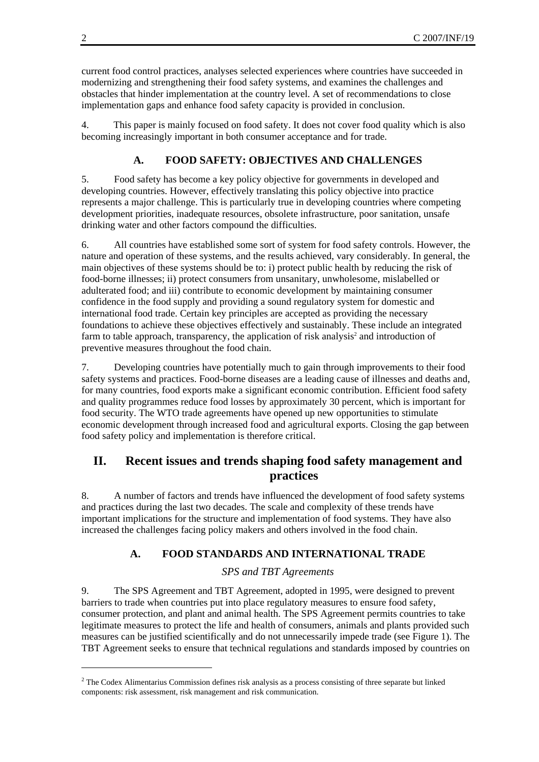current food control practices, analyses selected experiences where countries have succeeded in modernizing and strengthening their food safety systems, and examines the challenges and obstacles that hinder implementation at the country level. A set of recommendations to close implementation gaps and enhance food safety capacity is provided in conclusion.

4. This paper is mainly focused on food safety. It does not cover food quality which is also becoming increasingly important in both consumer acceptance and for trade.

### A. FOOD SAFETY: OBJECTIVES AND CHALLENGES

5. Food safety has become a key policy objective for governments in developed and developing countries. However, effectively translating this policy objective into practice represents a major challenge. This is particularly true in developing countries where competing development priorities, inadequate resources, obsolete infrastructure, poor sanitation, unsafe drinking water and other factors compound the difficulties.

6. All countries have established some sort of system for food safety controls. However, the nature and operation of these systems, and the results achieved, vary considerably. In general, the main objectives of these systems should be to: i) protect public health by reducing the risk of food-borne illnesses; ii) protect consumers from unsanitary, unwholesome, mislabelled or adulterated food; and iii) contribute to economic development by maintaining consumer confidence in the food supply and providing a sound regulatory system for domestic and international food trade. Certain key principles are accepted as providing the necessary foundations to achieve these objectives effectively and sustainably. These include an integrated farm to table approach, transparency, the application of risk analysis[2] and introduction of preventive measures throughout the food chain.

7. Developing countries have potentially much to gain through improvements to their food safety systems and practices. Food-borne diseases are a leading cause of illnesses and deaths and, for many countries, food exports make a significant economic contribution. Efficient food safety and quality programmes reduce food losses by approximately 30 percent, which is important for food security. The WTO trade agreements have opened up new opportunities to stimulate economic development through increased food and agricultural exports. Closing the gap between food safety policy and implementation is therefore critical.

## II. Recent issues and trends shaping food safety management and practices

8. A number of factors and trends have influenced the development of food safety systems and practices during the last two decades. The scale and complexity of these trends have important implications for the structure and implementation of food systems. They have also increased the challenges facing policy makers and others involved in the food chain.

### A. FOOD STANDARDS AND INTERNATIONAL TRADE

*SPS and TBT Agreements*

9. The SPS Agreement and TBT Agreement, adopted in 1995, were designed to prevent barriers to trade when countries put into place regulatory measures to ensure food safety, consumer protection, and plant and animal health. The SPS Agreement permits countries to take legitimate measures to protect the life and health of consumers, animals and plants provided such measures can be justified scientifically and do not unnecessarily impede trade (see Figure 1). The TBT Agreement seeks to ensure that technical regulations and standards imposed by countries on

---

[2] The Codex Alimentarius Commission defines risk analysis as a process consisting of three separate but linked components: risk assessment, risk management and risk communication.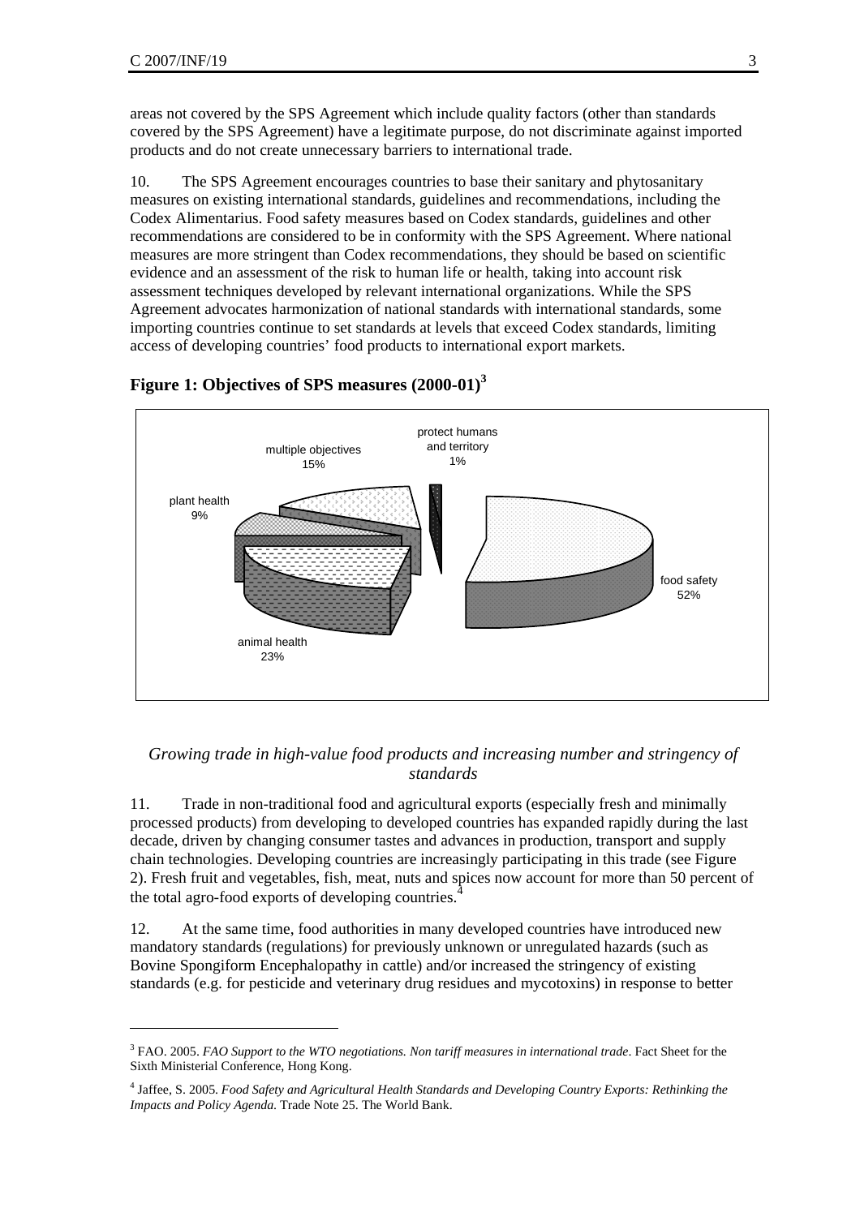areas not covered by the SPS Agreement which include quality factors (other than standards covered by the SPS Agreement) have a legitimate purpose, do not discriminate against imported products and do not create unnecessary barriers to international trade.

10. The SPS Agreement encourages countries to base their sanitary and phytosanitary measures on existing international standards, guidelines and recommendations, including the Codex Alimentarius. Food safety measures based on Codex standards, guidelines and other recommendations are considered to be in conformity with the SPS Agreement. Where national measures are more stringent than Codex recommendations, they should be based on scientific evidence and an assessment of the risk to human life or health, taking into account risk assessment techniques developed by relevant international organizations. While the SPS Agreement advocates harmonization of national standards with international standards, some importing countries continue to set standards at levels that exceed Codex standards, limiting access of developing countries' food products to international export markets.

**Figure 1: Objectives of SPS measures (2000-01)[3]**

protect humans and territory 1%

multiple objectives 15%

plant health 9%

food safety 52%

animal health 23%

*Growing trade in high-value food products and increasing number and stringency of standards*

11. Trade in non-traditional food and agricultural exports (especially fresh and minimally processed products) from developing to developed countries has expanded rapidly during the last decade, driven by changing consumer tastes and advances in production, transport and supply chain technologies. Developing countries are increasingly participating in this trade (see Figure 2). Fresh fruit and vegetables, fish, meat, nuts and spices now account for more than 50 percent of the total agro-food exports of developing countries.[4]

12. At the same time, food authorities in many developed countries have introduced new mandatory standards (regulations) for previously unknown or unregulated hazards (such as Bovine Spongiform Encephalopathy in cattle) and/or increased the stringency of existing standards (e.g. for pesticide and veterinary drug residues and mycotoxins) in response to better

---

[3] FAO. 2005. *FAO Support to the WTO negotiations. Non tariff measures in international trade*. Fact Sheet for the Sixth Ministerial Conference, Hong Kong.

[4] Jaffee, S. 2005. *Food Safety and Agricultural Health Standards and Developing Country Exports: Rethinking the Impacts and Policy Agenda.* Trade Note 25. The World Bank.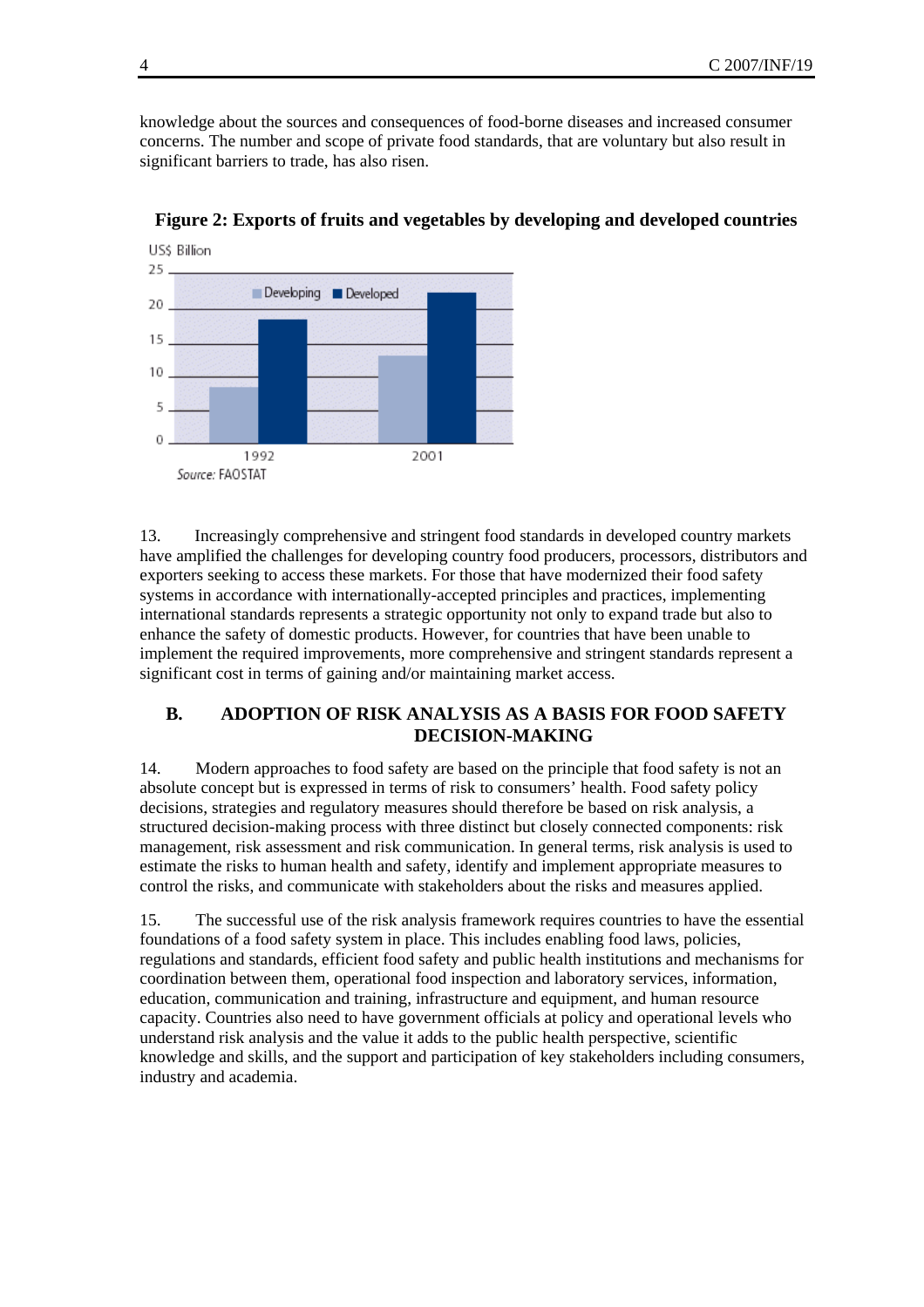knowledge about the sources and consequences of food-borne diseases and increased consumer concerns. The number and scope of private food standards, that are voluntary but also result in significant barriers to trade, has also risen.

**Figure 2: Exports of fruits and vegetables by developing and developed countries**

13. Increasingly comprehensive and stringent food standards in developed country markets have amplified the challenges for developing country food producers, processors, distributors and exporters seeking to access these markets. For those that have modernized their food safety systems in accordance with internationally-accepted principles and practices, implementing international standards represents a strategic opportunity not only to expand trade but also to enhance the safety of domestic products. However, for countries that have been unable to implement the required improvements, more comprehensive and stringent standards represent a significant cost in terms of gaining and/or maintaining market access.

## B. ADOPTION OF RISK ANALYSIS AS A BASIS FOR FOOD SAFETY DECISION-MAKING

14. Modern approaches to food safety are based on the principle that food safety is not an absolute concept but is expressed in terms of risk to consumers' health. Food safety policy decisions, strategies and regulatory measures should therefore be based on risk analysis, a structured decision-making process with three distinct but closely connected components: risk management, risk assessment and risk communication. In general terms, risk analysis is used to estimate the risks to human health and safety, identify and implement appropriate measures to control the risks, and communicate with stakeholders about the risks and measures applied.

15. The successful use of the risk analysis framework requires countries to have the essential foundations of a food safety system in place. This includes enabling food laws, policies, regulations and standards, efficient food safety and public health institutions and mechanisms for coordination between them, operational food inspection and laboratory services, information, education, communication and training, infrastructure and equipment, and human resource capacity. Countries also need to have government officials at policy and operational levels who understand risk analysis and the value it adds to the public health perspective, scientific knowledge and skills, and the support and participation of key stakeholders including consumers, industry and academia.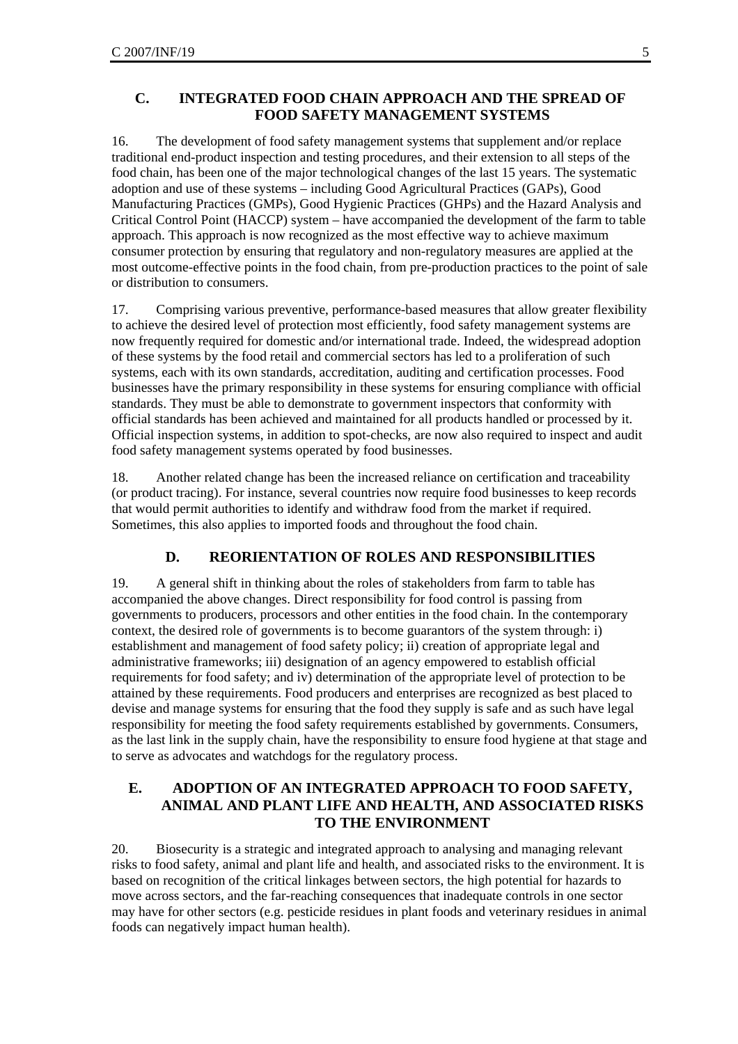## C. INTEGRATED FOOD CHAIN APPROACH AND THE SPREAD OF FOOD SAFETY MANAGEMENT SYSTEMS

16. The development of food safety management systems that supplement and/or replace traditional end-product inspection and testing procedures, and their extension to all steps of the food chain, has been one of the major technological changes of the last 15 years. The systematic adoption and use of these systems – including Good Agricultural Practices (GAPs), Good Manufacturing Practices (GMPs), Good Hygienic Practices (GHPs) and the Hazard Analysis and Critical Control Point (HACCP) system – have accompanied the development of the farm to table approach. This approach is now recognized as the most effective way to achieve maximum consumer protection by ensuring that regulatory and non-regulatory measures are applied at the most outcome-effective points in the food chain, from pre-production practices to the point of sale or distribution to consumers.

17. Comprising various preventive, performance-based measures that allow greater flexibility to achieve the desired level of protection most efficiently, food safety management systems are now frequently required for domestic and/or international trade. Indeed, the widespread adoption of these systems by the food retail and commercial sectors has led to a proliferation of such systems, each with its own standards, accreditation, auditing and certification processes. Food businesses have the primary responsibility in these systems for ensuring compliance with official standards. They must be able to demonstrate to government inspectors that conformity with official standards has been achieved and maintained for all products handled or processed by it. Official inspection systems, in addition to spot-checks, are now also required to inspect and audit food safety management systems operated by food businesses.

18. Another related change has been the increased reliance on certification and traceability (or product tracing). For instance, several countries now require food businesses to keep records that would permit authorities to identify and withdraw food from the market if required. Sometimes, this also applies to imported foods and throughout the food chain.

## D. REORIENTATION OF ROLES AND RESPONSIBILITIES

19. A general shift in thinking about the roles of stakeholders from farm to table has accompanied the above changes. Direct responsibility for food control is passing from governments to producers, processors and other entities in the food chain. In the contemporary context, the desired role of governments is to become guarantors of the system through: i) establishment and management of food safety policy; ii) creation of appropriate legal and administrative frameworks; iii) designation of an agency empowered to establish official requirements for food safety; and iv) determination of the appropriate level of protection to be attained by these requirements. Food producers and enterprises are recognized as best placed to devise and manage systems for ensuring that the food they supply is safe and as such have legal responsibility for meeting the food safety requirements established by governments. Consumers, as the last link in the supply chain, have the responsibility to ensure food hygiene at that stage and to serve as advocates and watchdogs for the regulatory process.

## E. ADOPTION OF AN INTEGRATED APPROACH TO FOOD SAFETY, ANIMAL AND PLANT LIFE AND HEALTH, AND ASSOCIATED RISKS TO THE ENVIRONMENT

20. Biosecurity is a strategic and integrated approach to analysing and managing relevant risks to food safety, animal and plant life and health, and associated risks to the environment. It is based on recognition of the critical linkages between sectors, the high potential for hazards to move across sectors, and the far-reaching consequences that inadequate controls in one sector may have for other sectors (e.g. pesticide residues in plant foods and veterinary residues in animal foods can negatively impact human health).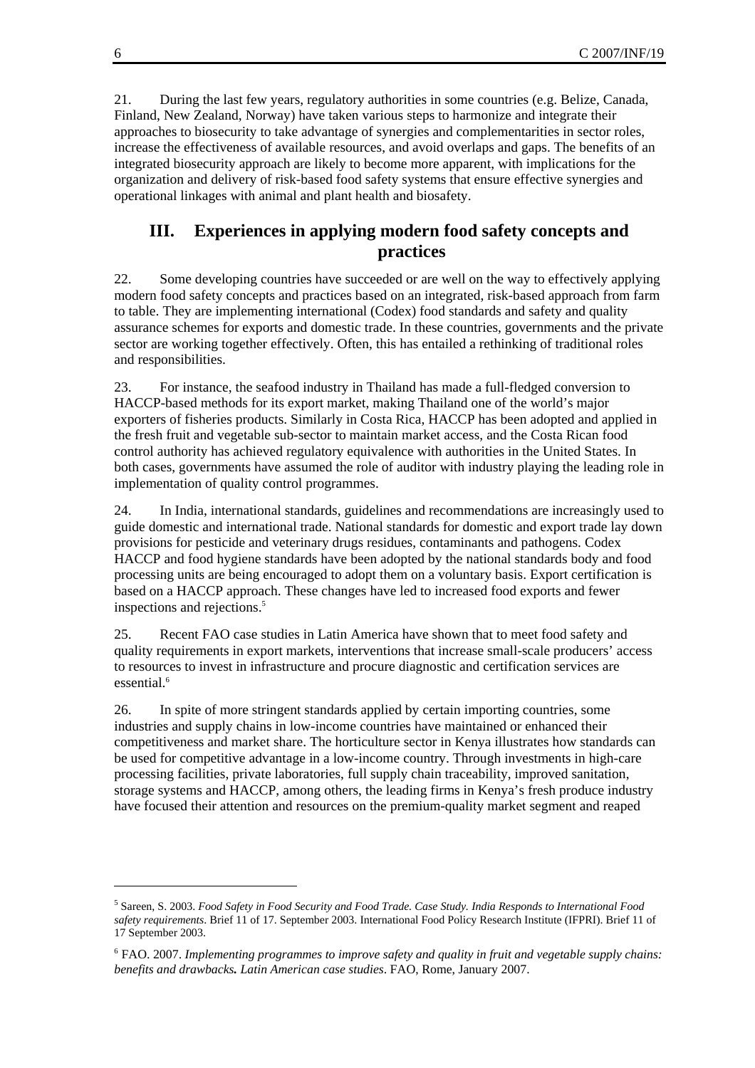21. During the last few years, regulatory authorities in some countries (e.g. Belize, Canada, Finland, New Zealand, Norway) have taken various steps to harmonize and integrate their approaches to biosecurity to take advantage of synergies and complementarities in sector roles, increase the effectiveness of available resources, and avoid overlaps and gaps. The benefits of an integrated biosecurity approach are likely to become more apparent, with implications for the organization and delivery of risk-based food safety systems that ensure effective synergies and operational linkages with animal and plant health and biosafety.

## III. Experiences in applying modern food safety concepts and practices

22. Some developing countries have succeeded or are well on the way to effectively applying modern food safety concepts and practices based on an integrated, risk-based approach from farm to table. They are implementing international (Codex) food standards and safety and quality assurance schemes for exports and domestic trade. In these countries, governments and the private sector are working together effectively. Often, this has entailed a rethinking of traditional roles and responsibilities.

23. For instance, the seafood industry in Thailand has made a full-fledged conversion to HACCP-based methods for its export market, making Thailand one of the world's major exporters of fisheries products. Similarly in Costa Rica, HACCP has been adopted and applied in the fresh fruit and vegetable sub-sector to maintain market access, and the Costa Rican food control authority has achieved regulatory equivalence with authorities in the United States. In both cases, governments have assumed the role of auditor with industry playing the leading role in implementation of quality control programmes.

24. In India, international standards, guidelines and recommendations are increasingly used to guide domestic and international trade. National standards for domestic and export trade lay down provisions for pesticide and veterinary drugs residues, contaminants and pathogens. Codex HACCP and food hygiene standards have been adopted by the national standards body and food processing units are being encouraged to adopt them on a voluntary basis. Export certification is based on a HACCP approach. These changes have led to increased food exports and fewer inspections and rejections.[5]

25. Recent FAO case studies in Latin America have shown that to meet food safety and quality requirements in export markets, interventions that increase small-scale producers' access to resources to invest in infrastructure and procure diagnostic and certification services are essential.[6]

26. In spite of more stringent standards applied by certain importing countries, some industries and supply chains in low-income countries have maintained or enhanced their competitiveness and market share. The horticulture sector in Kenya illustrates how standards can be used for competitive advantage in a low-income country. Through investments in high-care processing facilities, private laboratories, full supply chain traceability, improved sanitation, storage systems and HACCP, among others, the leading firms in Kenya's fresh produce industry have focused their attention and resources on the premium-quality market segment and reaped

---

[5] Sareen, S. 2003. *Food Safety in Food Security and Food Trade. Case Study. India Responds to International Food safety requirements*. Brief 11 of 17. September 2003. International Food Policy Research Institute (IFPRI). Brief 11 of 17 September 2003.

[6] FAO. 2007. *Implementing programmes to improve safety and quality in fruit and vegetable supply chains: benefits and drawbacks. Latin American case studies*. FAO, Rome, January 2007.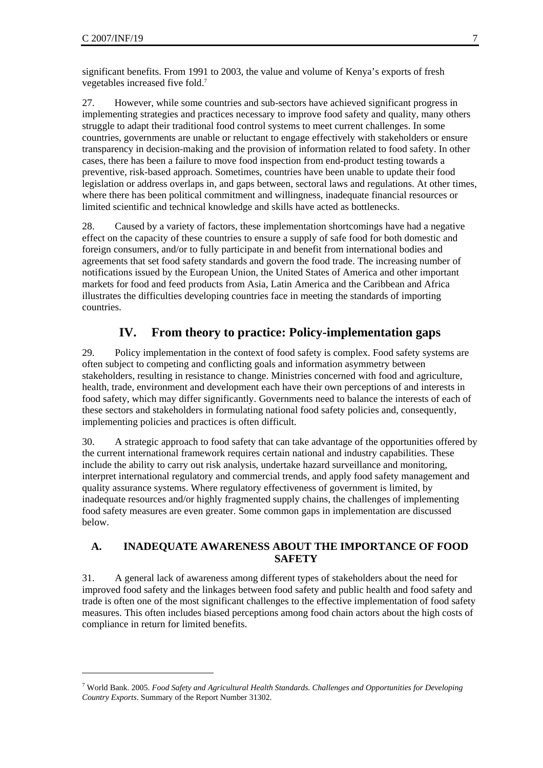significant benefits. From 1991 to 2003, the value and volume of Kenya's exports of fresh vegetables increased five fold.[7]

27. However, while some countries and sub-sectors have achieved significant progress in implementing strategies and practices necessary to improve food safety and quality, many others struggle to adapt their traditional food control systems to meet current challenges. In some countries, governments are unable or reluctant to engage effectively with stakeholders or ensure transparency in decision-making and the provision of information related to food safety. In other cases, there has been a failure to move food inspection from end-product testing towards a preventive, risk-based approach. Sometimes, countries have been unable to update their food legislation or address overlaps in, and gaps between, sectoral laws and regulations. At other times, where there has been political commitment and willingness, inadequate financial resources or limited scientific and technical knowledge and skills have acted as bottlenecks.

28. Caused by a variety of factors, these implementation shortcomings have had a negative effect on the capacity of these countries to ensure a supply of safe food for both domestic and foreign consumers, and/or to fully participate in and benefit from international bodies and agreements that set food safety standards and govern the food trade. The increasing number of notifications issued by the European Union, the United States of America and other important markets for food and feed products from Asia, Latin America and the Caribbean and Africa illustrates the difficulties developing countries face in meeting the standards of importing countries.

# IV. From theory to practice: Policy-implementation gaps

29. Policy implementation in the context of food safety is complex. Food safety systems are often subject to competing and conflicting goals and information asymmetry between stakeholders, resulting in resistance to change. Ministries concerned with food and agriculture, health, trade, environment and development each have their own perceptions of and interests in food safety, which may differ significantly. Governments need to balance the interests of each of these sectors and stakeholders in formulating national food safety policies and, consequently, implementing policies and practices is often difficult.

30. A strategic approach to food safety that can take advantage of the opportunities offered by the current international framework requires certain national and industry capabilities. These include the ability to carry out risk analysis, undertake hazard surveillance and monitoring, interpret international regulatory and commercial trends, and apply food safety management and quality assurance systems. Where regulatory effectiveness of government is limited, by inadequate resources and/or highly fragmented supply chains, the challenges of implementing food safety measures are even greater. Some common gaps in implementation are discussed below.

## A. INADEQUATE AWARENESS ABOUT THE IMPORTANCE OF FOOD SAFETY

31. A general lack of awareness among different types of stakeholders about the need for improved food safety and the linkages between food safety and public health and food safety and trade is often one of the most significant challenges to the effective implementation of food safety measures. This often includes biased perceptions among food chain actors about the high costs of compliance in return for limited benefits.

[7] World Bank. 2005. *Food Safety and Agricultural Health Standards. Challenges and Opportunities for Developing Country Exports*. Summary of the Report Number 31302.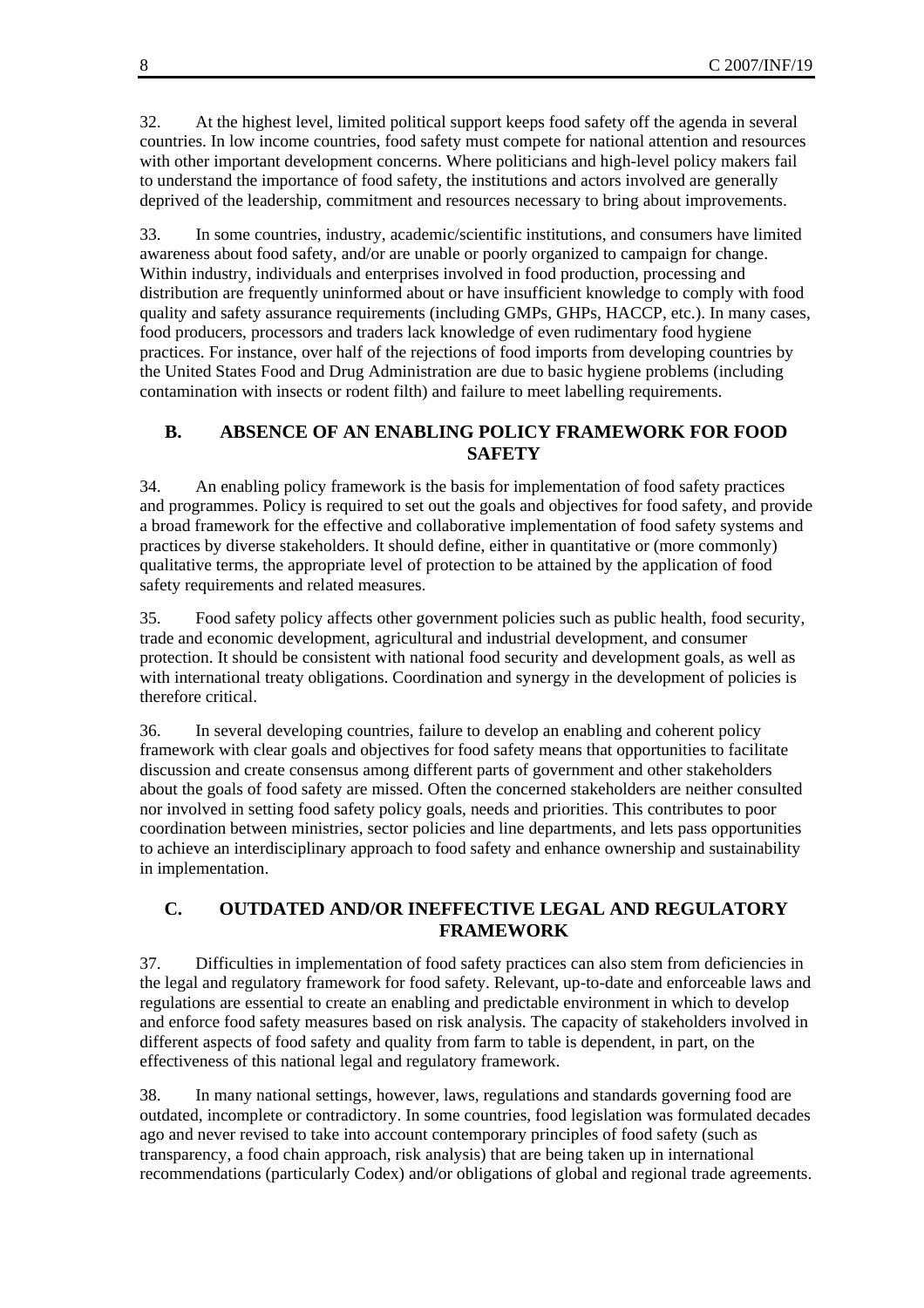32. At the highest level, limited political support keeps food safety off the agenda in several countries. In low income countries, food safety must compete for national attention and resources with other important development concerns. Where politicians and high-level policy makers fail to understand the importance of food safety, the institutions and actors involved are generally deprived of the leadership, commitment and resources necessary to bring about improvements.

33. In some countries, industry, academic/scientific institutions, and consumers have limited awareness about food safety, and/or are unable or poorly organized to campaign for change. Within industry, individuals and enterprises involved in food production, processing and distribution are frequently uninformed about or have insufficient knowledge to comply with food quality and safety assurance requirements (including GMPs, GHPs, HACCP, etc.). In many cases, food producers, processors and traders lack knowledge of even rudimentary food hygiene practices. For instance, over half of the rejections of food imports from developing countries by the United States Food and Drug Administration are due to basic hygiene problems (including contamination with insects or rodent filth) and failure to meet labelling requirements.

## B. ABSENCE OF AN ENABLING POLICY FRAMEWORK FOR FOOD SAFETY

34. An enabling policy framework is the basis for implementation of food safety practices and programmes. Policy is required to set out the goals and objectives for food safety, and provide a broad framework for the effective and collaborative implementation of food safety systems and practices by diverse stakeholders. It should define, either in quantitative or (more commonly) qualitative terms, the appropriate level of protection to be attained by the application of food safety requirements and related measures.

35. Food safety policy affects other government policies such as public health, food security, trade and economic development, agricultural and industrial development, and consumer protection. It should be consistent with national food security and development goals, as well as with international treaty obligations. Coordination and synergy in the development of policies is therefore critical.

36. In several developing countries, failure to develop an enabling and coherent policy framework with clear goals and objectives for food safety means that opportunities to facilitate discussion and create consensus among different parts of government and other stakeholders about the goals of food safety are missed. Often the concerned stakeholders are neither consulted nor involved in setting food safety policy goals, needs and priorities. This contributes to poor coordination between ministries, sector policies and line departments, and lets pass opportunities to achieve an interdisciplinary approach to food safety and enhance ownership and sustainability in implementation.

## C. OUTDATED AND/OR INEFFECTIVE LEGAL AND REGULATORY FRAMEWORK

37. Difficulties in implementation of food safety practices can also stem from deficiencies in the legal and regulatory framework for food safety. Relevant, up-to-date and enforceable laws and regulations are essential to create an enabling and predictable environment in which to develop and enforce food safety measures based on risk analysis. The capacity of stakeholders involved in different aspects of food safety and quality from farm to table is dependent, in part, on the effectiveness of this national legal and regulatory framework.

38. In many national settings, however, laws, regulations and standards governing food are outdated, incomplete or contradictory. In some countries, food legislation was formulated decades ago and never revised to take into account contemporary principles of food safety (such as transparency, a food chain approach, risk analysis) that are being taken up in international recommendations (particularly Codex) and/or obligations of global and regional trade agreements.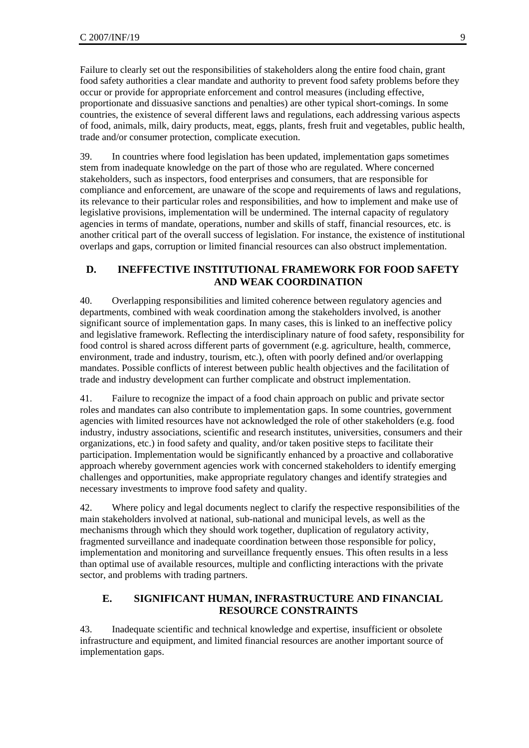Failure to clearly set out the responsibilities of stakeholders along the entire food chain, grant food safety authorities a clear mandate and authority to prevent food safety problems before they occur or provide for appropriate enforcement and control measures (including effective, proportionate and dissuasive sanctions and penalties) are other typical short-comings. In some countries, the existence of several different laws and regulations, each addressing various aspects of food, animals, milk, dairy products, meat, eggs, plants, fresh fruit and vegetables, public health, trade and/or consumer protection, complicate execution.

39. In countries where food legislation has been updated, implementation gaps sometimes stem from inadequate knowledge on the part of those who are regulated. Where concerned stakeholders, such as inspectors, food enterprises and consumers, that are responsible for compliance and enforcement, are unaware of the scope and requirements of laws and regulations, its relevance to their particular roles and responsibilities, and how to implement and make use of legislative provisions, implementation will be undermined. The internal capacity of regulatory agencies in terms of mandate, operations, number and skills of staff, financial resources, etc. is another critical part of the overall success of legislation. For instance, the existence of institutional overlaps and gaps, corruption or limited financial resources can also obstruct implementation.

## D. INEFFECTIVE INSTITUTIONAL FRAMEWORK FOR FOOD SAFETY AND WEAK COORDINATION

40. Overlapping responsibilities and limited coherence between regulatory agencies and departments, combined with weak coordination among the stakeholders involved, is another significant source of implementation gaps. In many cases, this is linked to an ineffective policy and legislative framework. Reflecting the interdisciplinary nature of food safety, responsibility for food control is shared across different parts of government (e.g. agriculture, health, commerce, environment, trade and industry, tourism, etc.), often with poorly defined and/or overlapping mandates. Possible conflicts of interest between public health objectives and the facilitation of trade and industry development can further complicate and obstruct implementation.

41. Failure to recognize the impact of a food chain approach on public and private sector roles and mandates can also contribute to implementation gaps. In some countries, government agencies with limited resources have not acknowledged the role of other stakeholders (e.g. food industry, industry associations, scientific and research institutes, universities, consumers and their organizations, etc.) in food safety and quality, and/or taken positive steps to facilitate their participation. Implementation would be significantly enhanced by a proactive and collaborative approach whereby government agencies work with concerned stakeholders to identify emerging challenges and opportunities, make appropriate regulatory changes and identify strategies and necessary investments to improve food safety and quality.

42. Where policy and legal documents neglect to clarify the respective responsibilities of the main stakeholders involved at national, sub-national and municipal levels, as well as the mechanisms through which they should work together, duplication of regulatory activity, fragmented surveillance and inadequate coordination between those responsible for policy, implementation and monitoring and surveillance frequently ensues. This often results in a less than optimal use of available resources, multiple and conflicting interactions with the private sector, and problems with trading partners.

## E. SIGNIFICANT HUMAN, INFRASTRUCTURE AND FINANCIAL RESOURCE CONSTRAINTS

43. Inadequate scientific and technical knowledge and expertise, insufficient or obsolete infrastructure and equipment, and limited financial resources are another important source of implementation gaps.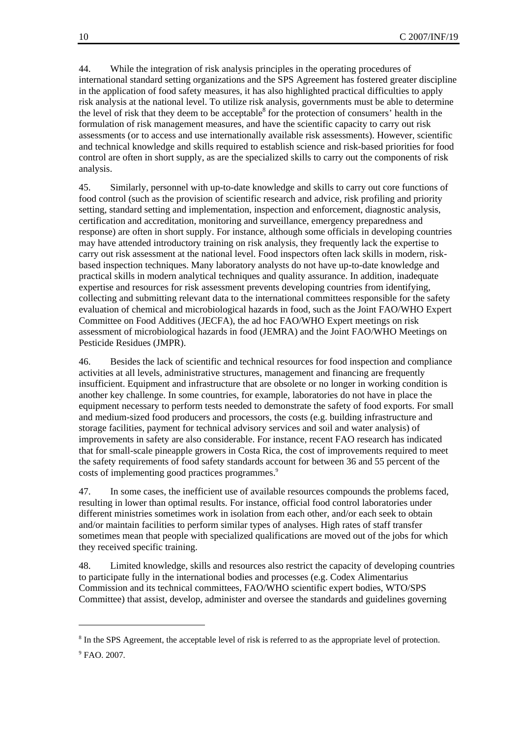44. While the integration of risk analysis principles in the operating procedures of international standard setting organizations and the SPS Agreement has fostered greater discipline in the application of food safety measures, it has also highlighted practical difficulties to apply risk analysis at the national level. To utilize risk analysis, governments must be able to determine the level of risk that they deem to be acceptable[8] for the protection of consumers' health in the formulation of risk management measures, and have the scientific capacity to carry out risk assessments (or to access and use internationally available risk assessments). However, scientific and technical knowledge and skills required to establish science and risk-based priorities for food control are often in short supply, as are the specialized skills to carry out the components of risk analysis.

45. Similarly, personnel with up-to-date knowledge and skills to carry out core functions of food control (such as the provision of scientific research and advice, risk profiling and priority setting, standard setting and implementation, inspection and enforcement, diagnostic analysis, certification and accreditation, monitoring and surveillance, emergency preparedness and response) are often in short supply. For instance, although some officials in developing countries may have attended introductory training on risk analysis, they frequently lack the expertise to carry out risk assessment at the national level. Food inspectors often lack skills in modern, risk-based inspection techniques. Many laboratory analysts do not have up-to-date knowledge and practical skills in modern analytical techniques and quality assurance. In addition, inadequate expertise and resources for risk assessment prevents developing countries from identifying, collecting and submitting relevant data to the international committees responsible for the safety evaluation of chemical and microbiological hazards in food, such as the Joint FAO/WHO Expert Committee on Food Additives (JECFA), the ad hoc FAO/WHO Expert meetings on risk assessment of microbiological hazards in food (JEMRA) and the Joint FAO/WHO Meetings on Pesticide Residues (JMPR).

46. Besides the lack of scientific and technical resources for food inspection and compliance activities at all levels, administrative structures, management and financing are frequently insufficient. Equipment and infrastructure that are obsolete or no longer in working condition is another key challenge. In some countries, for example, laboratories do not have in place the equipment necessary to perform tests needed to demonstrate the safety of food exports. For small and medium-sized food producers and processors, the costs (e.g. building infrastructure and storage facilities, payment for technical advisory services and soil and water analysis) of improvements in safety are also considerable. For instance, recent FAO research has indicated that for small-scale pineapple growers in Costa Rica, the cost of improvements required to meet the safety requirements of food safety standards account for between 36 and 55 percent of the costs of implementing good practices programmes.[9]

47. In some cases, the inefficient use of available resources compounds the problems faced, resulting in lower than optimal results. For instance, official food control laboratories under different ministries sometimes work in isolation from each other, and/or each seek to obtain and/or maintain facilities to perform similar types of analyses. High rates of staff transfer sometimes mean that people with specialized qualifications are moved out of the jobs for which they received specific training.

48. Limited knowledge, skills and resources also restrict the capacity of developing countries to participate fully in the international bodies and processes (e.g. Codex Alimentarius Commission and its technical committees, FAO/WHO scientific expert bodies, WTO/SPS Committee) that assist, develop, administer and oversee the standards and guidelines governing

---

[8] In the SPS Agreement, the acceptable level of risk is referred to as the appropriate level of protection.

[9] FAO. 2007.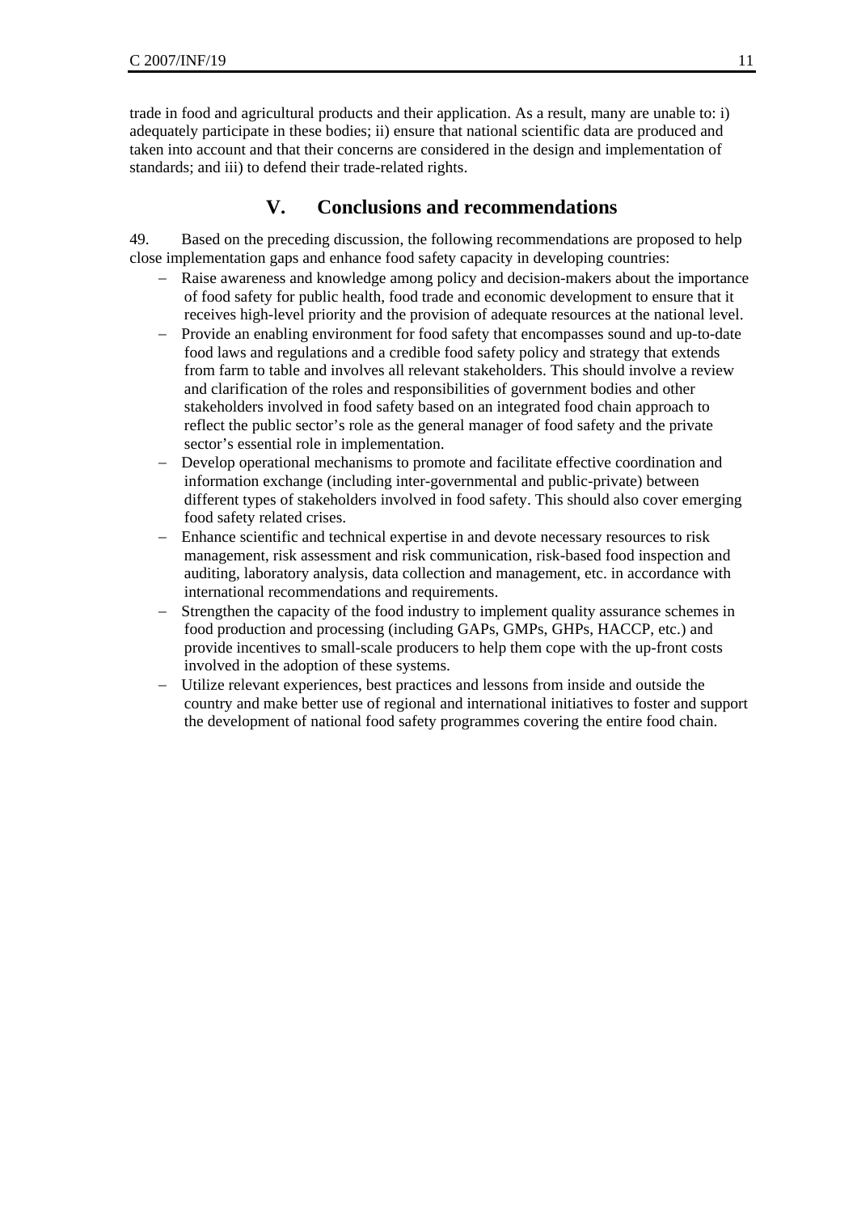trade in food and agricultural products and their application. As a result, many are unable to: i) adequately participate in these bodies; ii) ensure that national scientific data are produced and taken into account and that their concerns are considered in the design and implementation of standards; and iii) to defend their trade-related rights.

## V. Conclusions and recommendations

49. Based on the preceding discussion, the following recommendations are proposed to help close implementation gaps and enhance food safety capacity in developing countries:

- Raise awareness and knowledge among policy and decision-makers about the importance of food safety for public health, food trade and economic development to ensure that it receives high-level priority and the provision of adequate resources at the national level.
- Provide an enabling environment for food safety that encompasses sound and up-to-date food laws and regulations and a credible food safety policy and strategy that extends from farm to table and involves all relevant stakeholders. This should involve a review and clarification of the roles and responsibilities of government bodies and other stakeholders involved in food safety based on an integrated food chain approach to reflect the public sector's role as the general manager of food safety and the private sector's essential role in implementation.
- Develop operational mechanisms to promote and facilitate effective coordination and information exchange (including inter-governmental and public-private) between different types of stakeholders involved in food safety. This should also cover emerging food safety related crises.
- Enhance scientific and technical expertise in and devote necessary resources to risk management, risk assessment and risk communication, risk-based food inspection and auditing, laboratory analysis, data collection and management, etc. in accordance with international recommendations and requirements.
- Strengthen the capacity of the food industry to implement quality assurance schemes in food production and processing (including GAPs, GMPs, GHPs, HACCP, etc.) and provide incentives to small-scale producers to help them cope with the up-front costs involved in the adoption of these systems.
- Utilize relevant experiences, best practices and lessons from inside and outside the country and make better use of regional and international initiatives to foster and support the development of national food safety programmes covering the entire food chain.